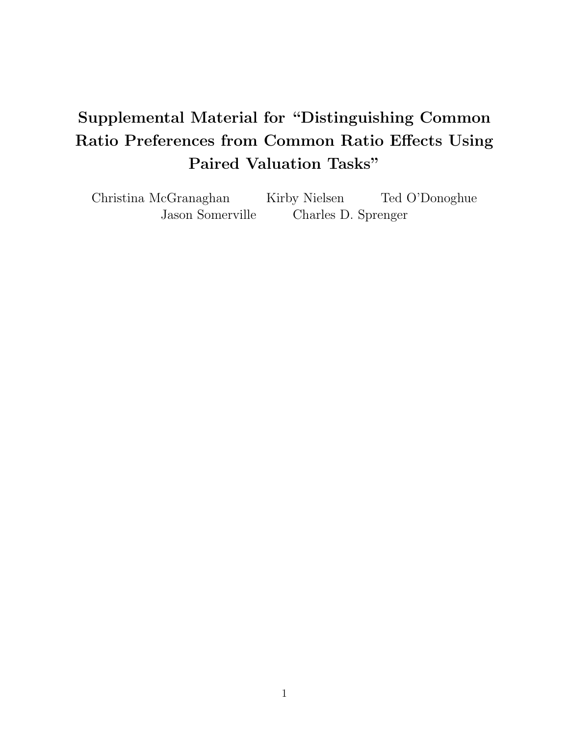# Supplemental Material for "Distinguishing Common Ratio Preferences from Common Ratio Effects Using Paired Valuation Tasks"

Christina McGranaghan Kirby Nielsen Ted O'Donoghue
Jason Somerville Charles D. Sprenger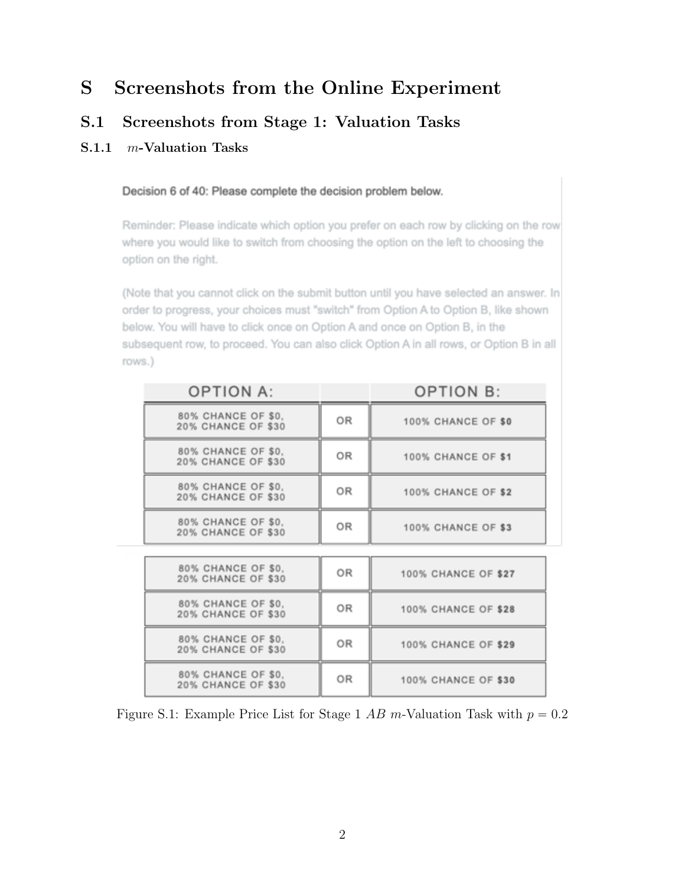# S Screenshots from the Online Experiment

## S.1 Screenshots from Stage 1: Valuation Tasks

### S.1.1 $m$-Valuation Tasks

Decision 6 of 40: Please complete the decision problem below.

Reminder: Please indicate which option you prefer on each row by clicking on the row where you would like to switch from choosing the option on the left to choosing the option on the right.

(Note that you cannot click on the submit button until you have selected an answer. In order to progress, your choices must "switch" from Option A to Option B, like shown below. You will have to click once on Option A and once on Option B, in the subsequent row, to proceed. You can also click Option A in all rows, or Option B in all rows.)

| OPTION A: | | OPTION B: |
|---|---|---|
| 80% CHANCE OF $0, 20% CHANCE OF $30 | OR | 100% CHANCE OF **$0** |
| 80% CHANCE OF $0, 20% CHANCE OF $30 | OR | 100% CHANCE OF **$1** |
| 80% CHANCE OF $0, 20% CHANCE OF $30 | OR | 100% CHANCE OF **$2** |
| 80% CHANCE OF $0, 20% CHANCE OF $30 | OR | 100% CHANCE OF **$3** |
| 80% CHANCE OF $0, 20% CHANCE OF $30 | OR | 100% CHANCE OF **$27** |
| 80% CHANCE OF $0, 20% CHANCE OF $30 | OR | 100% CHANCE OF **$28** |
| 80% CHANCE OF $0, 20% CHANCE OF $30 | OR | 100% CHANCE OF **$29** |
| 80% CHANCE OF $0, 20% CHANCE OF $30 | OR | 100% CHANCE OF **$30** |

Figure S.1: Example Price List for Stage 1 $AB$ $m$-Valuation Task with $p = 0.2$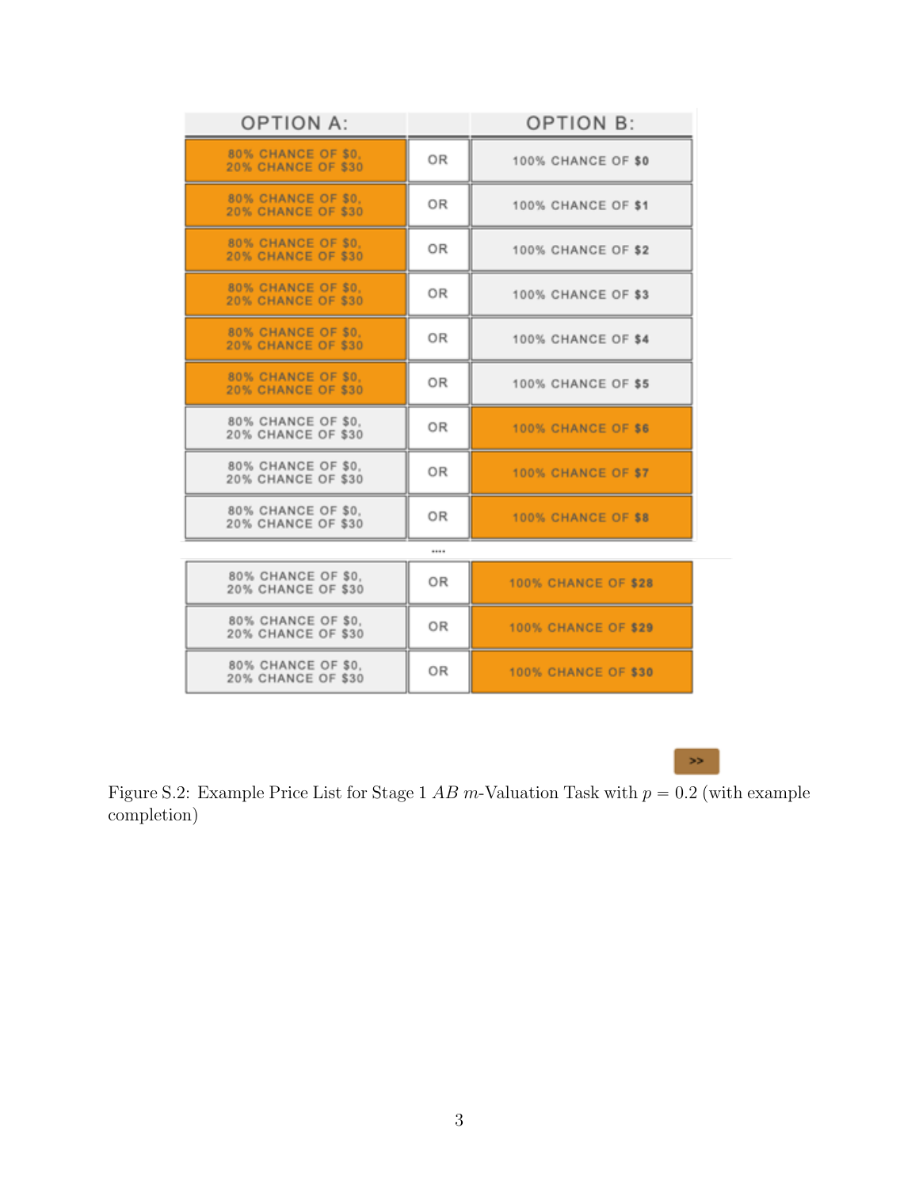| OPTION A: | | OPTION B: |
|---|---|---|
| 80% CHANCE OF $0, 20% CHANCE OF $30 | OR | 100% CHANCE OF $0 |
| 80% CHANCE OF $0, 20% CHANCE OF $30 | OR | 100% CHANCE OF $1 |
| 80% CHANCE OF $0, 20% CHANCE OF $30 | OR | 100% CHANCE OF $2 |
| 80% CHANCE OF $0, 20% CHANCE OF $30 | OR | 100% CHANCE OF $3 |
| 80% CHANCE OF $0, 20% CHANCE OF $30 | OR | 100% CHANCE OF $4 |
| 80% CHANCE OF $0, 20% CHANCE OF $30 | OR | 100% CHANCE OF $5 |
| 80% CHANCE OF $0, 20% CHANCE OF $30 | OR | 100% CHANCE OF $6 |
| 80% CHANCE OF $0, 20% CHANCE OF $30 | OR | 100% CHANCE OF $7 |
| 80% CHANCE OF $0, 20% CHANCE OF $30 | OR | 100% CHANCE OF $8 |
| | .... | |
| 80% CHANCE OF $0, 20% CHANCE OF $30 | OR | 100% CHANCE OF $28 |
| 80% CHANCE OF $0, 20% CHANCE OF $30 | OR | 100% CHANCE OF $29 |
| 80% CHANCE OF $0, 20% CHANCE OF $30 | OR | 100% CHANCE OF $30 |

>>

Figure S.2: Example Price List for Stage 1 $AB$ $m$-Valuation Task with $p = 0.2$ (with example completion)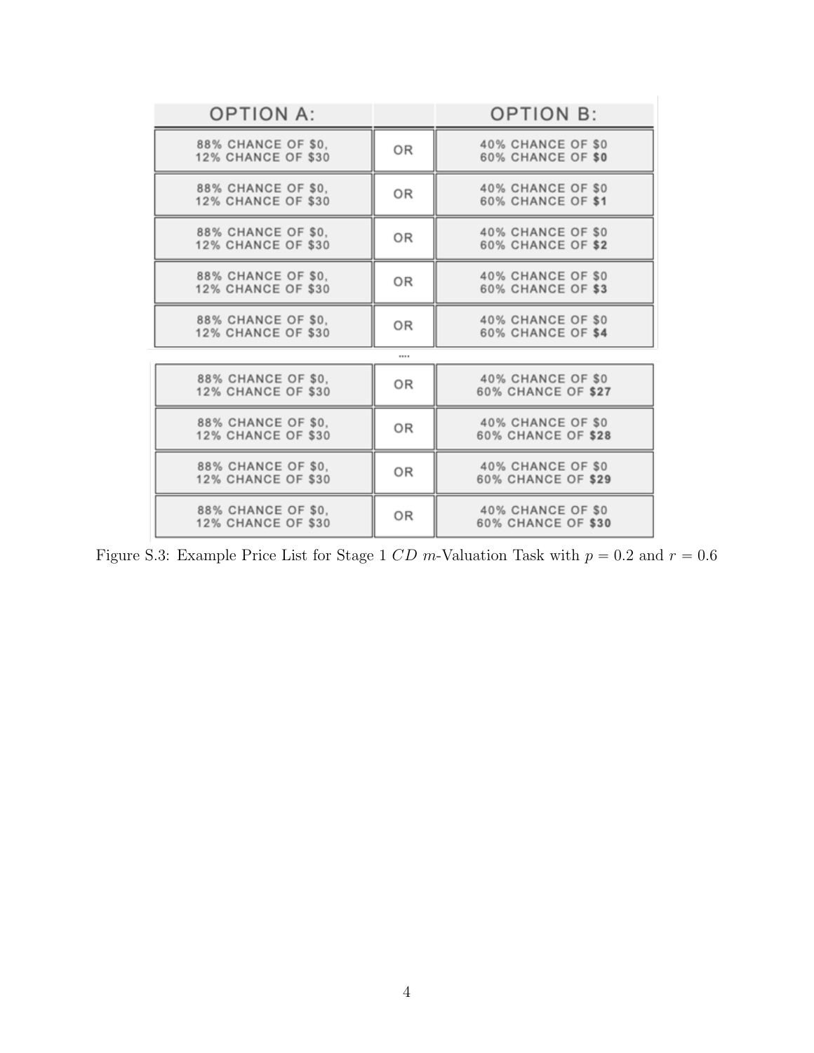| OPTION A: | | OPTION B: |
| --- | --- | --- |
| 88% CHANCE OF $0, 12% CHANCE OF $30 | OR | 40% CHANCE OF $0 60% CHANCE OF **$0** |
| 88% CHANCE OF $0, 12% CHANCE OF $30 | OR | 40% CHANCE OF $0 60% CHANCE OF **$1** |
| 88% CHANCE OF $0, 12% CHANCE OF $30 | OR | 40% CHANCE OF $0 60% CHANCE OF **$2** |
| 88% CHANCE OF $0, 12% CHANCE OF $30 | OR | 40% CHANCE OF $0 60% CHANCE OF **$3** |
| 88% CHANCE OF $0, 12% CHANCE OF $30 | OR | 40% CHANCE OF $0 60% CHANCE OF **$4** |
| | .... | |
| 88% CHANCE OF $0, 12% CHANCE OF $30 | OR | 40% CHANCE OF $0 60% CHANCE OF **$27** |
| 88% CHANCE OF $0, 12% CHANCE OF $30 | OR | 40% CHANCE OF $0 60% CHANCE OF **$28** |
| 88% CHANCE OF $0, 12% CHANCE OF $30 | OR | 40% CHANCE OF $0 60% CHANCE OF **$29** |
| 88% CHANCE OF $0, 12% CHANCE OF $30 | OR | 40% CHANCE OF $0 60% CHANCE OF **$30** |

Figure S.3: Example Price List for Stage 1 $CD$ $m$-Valuation Task with $p = 0.2$ and $r = 0.6$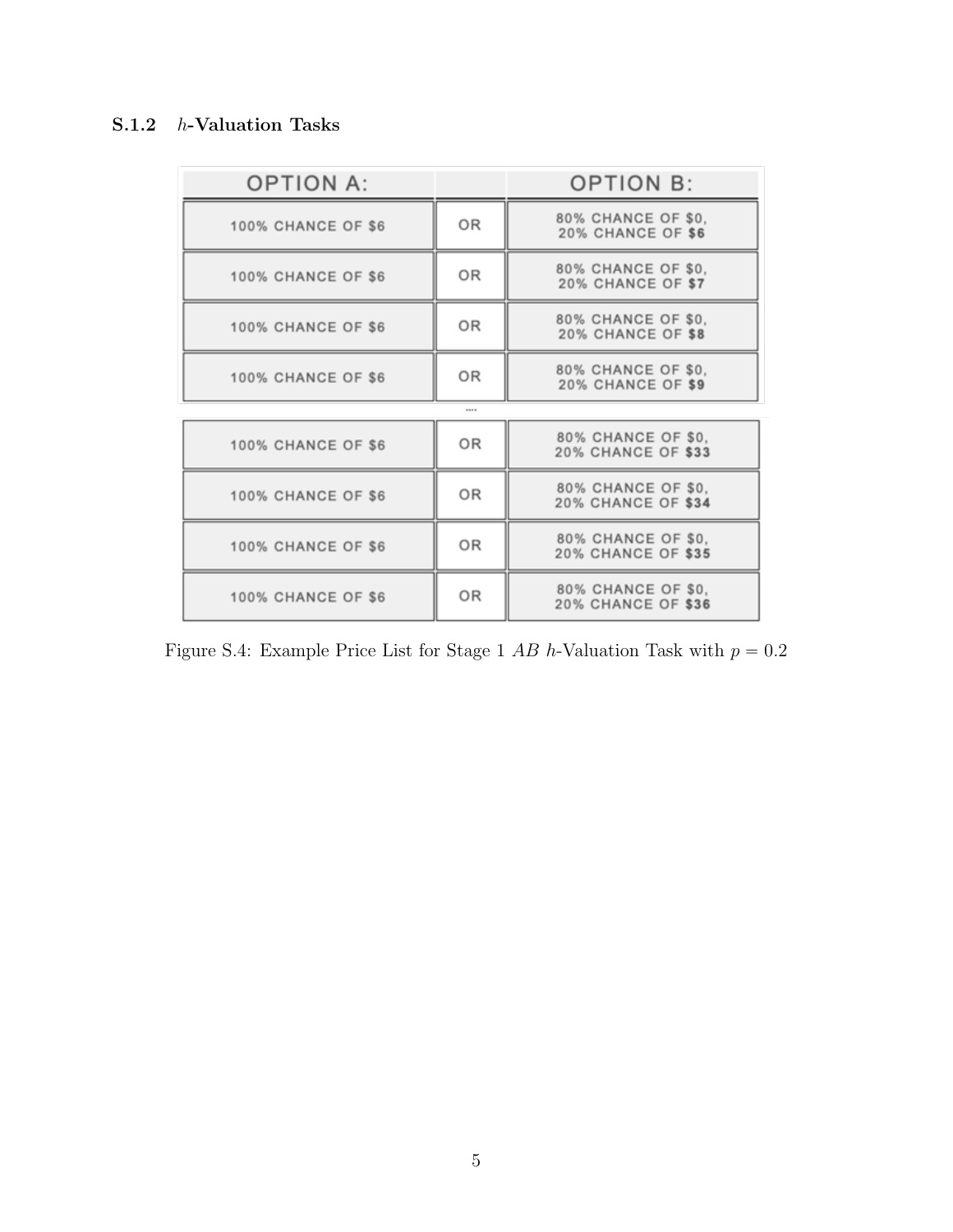### S.1.2 $h$-Valuation Tasks

| OPTION A: | | OPTION B: |
|---|---|---|
| 100% CHANCE OF $6 | OR | 80% CHANCE OF $0, 20% CHANCE OF **$6** |
| 100% CHANCE OF $6 | OR | 80% CHANCE OF $0, 20% CHANCE OF **$7** |
| 100% CHANCE OF $6 | OR | 80% CHANCE OF $0, 20% CHANCE OF **$8** |
| 100% CHANCE OF $6 | OR | 80% CHANCE OF $0, 20% CHANCE OF **$9** |
| | .... | |
| 100% CHANCE OF $6 | OR | 80% CHANCE OF $0, 20% CHANCE OF **$33** |
| 100% CHANCE OF $6 | OR | 80% CHANCE OF $0, 20% CHANCE OF **$34** |
| 100% CHANCE OF $6 | OR | 80% CHANCE OF $0, 20% CHANCE OF **$35** |
| 100% CHANCE OF $6 | OR | 80% CHANCE OF $0, 20% CHANCE OF **$36** |

Figure S.4: Example Price List for Stage 1 $AB$ $h$-Valuation Task with $p = 0.2$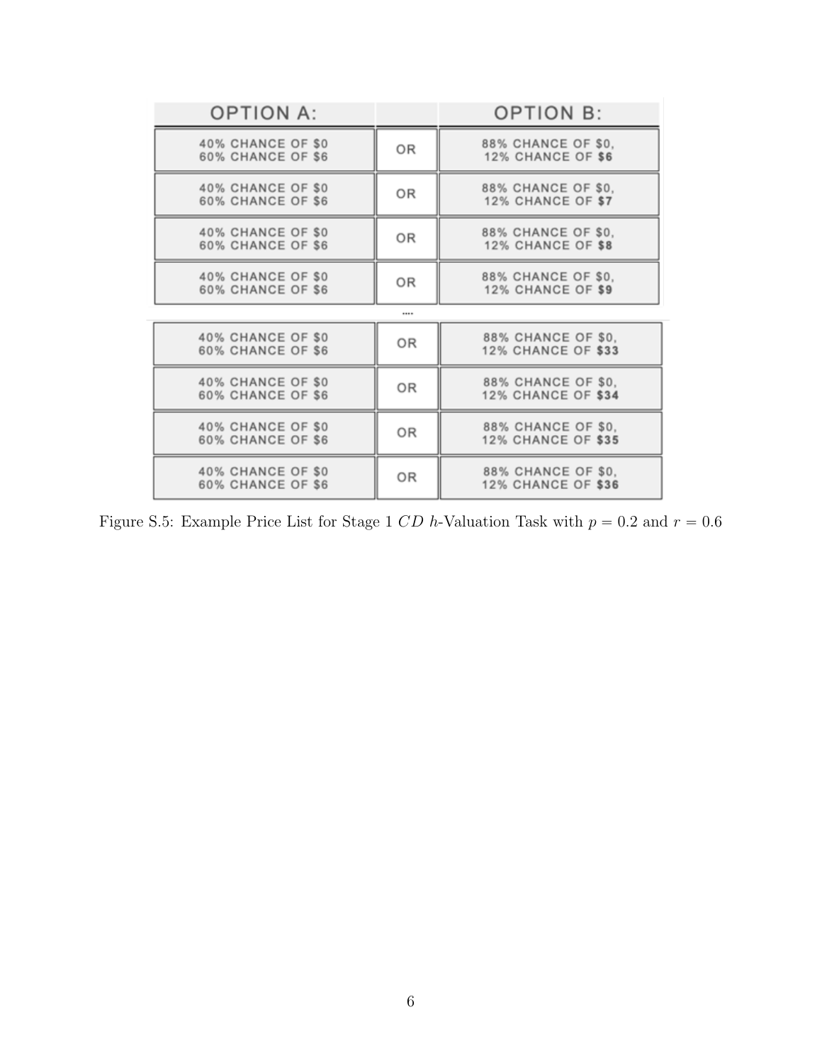| OPTION A: | | OPTION B: |
|---|---|---|
| 40% CHANCE OF $0<br>60% CHANCE OF $6 | OR | 88% CHANCE OF $0,<br>12% CHANCE OF **$6** |
| 40% CHANCE OF $0<br>60% CHANCE OF $6 | OR | 88% CHANCE OF $0,<br>12% CHANCE OF **$7** |
| 40% CHANCE OF $0<br>60% CHANCE OF $6 | OR | 88% CHANCE OF $0,<br>12% CHANCE OF **$8** |
| 40% CHANCE OF $0<br>60% CHANCE OF $6 | OR | 88% CHANCE OF $0,<br>12% CHANCE OF **$9** |
| | .... | |
| 40% CHANCE OF $0<br>60% CHANCE OF $6 | OR | 88% CHANCE OF $0,<br>12% CHANCE OF **$33** |
| 40% CHANCE OF $0<br>60% CHANCE OF $6 | OR | 88% CHANCE OF $0,<br>12% CHANCE OF **$34** |
| 40% CHANCE OF $0<br>60% CHANCE OF $6 | OR | 88% CHANCE OF $0,<br>12% CHANCE OF **$35** |
| 40% CHANCE OF $0<br>60% CHANCE OF $6 | OR | 88% CHANCE OF $0,<br>12% CHANCE OF **$36** |

Figure S.5: Example Price List for Stage 1 $CD$ $h$-Valuation Task with $p = 0.2$ and $r = 0.6$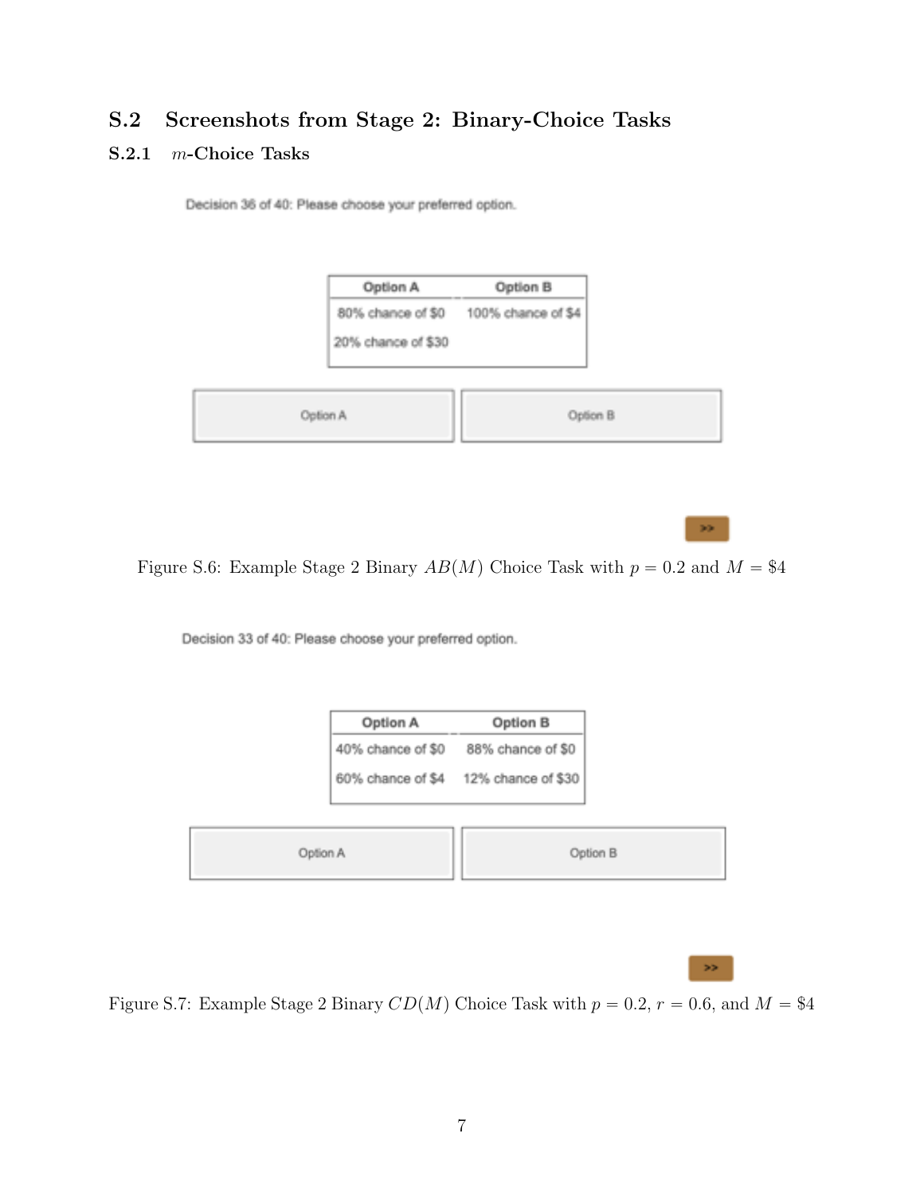## S.2 Screenshots from Stage 2: Binary-Choice Tasks

### S.2.1 $m$-Choice Tasks

Decision 36 of 40: Please choose your preferred option.

| Option A | Option B |
|---|---|
| 80% chance of \$0 | 100% chance of \$4 |
| 20% chance of \$30 | |

Option A | Option B

\>>

Figure S.6: Example Stage 2 Binary $AB(M)$ Choice Task with $p = 0.2$ and $M = \$4$

Decision 33 of 40: Please choose your preferred option.

| Option A | Option B |
|---|---|
| 40% chance of \$0 | 88% chance of \$0 |
| 60% chance of \$4 | 12% chance of \$30 |

Option A | Option B

\>>

Figure S.7: Example Stage 2 Binary $CD(M)$ Choice Task with $p = 0.2$, $r = 0.6$, and $M = \$4$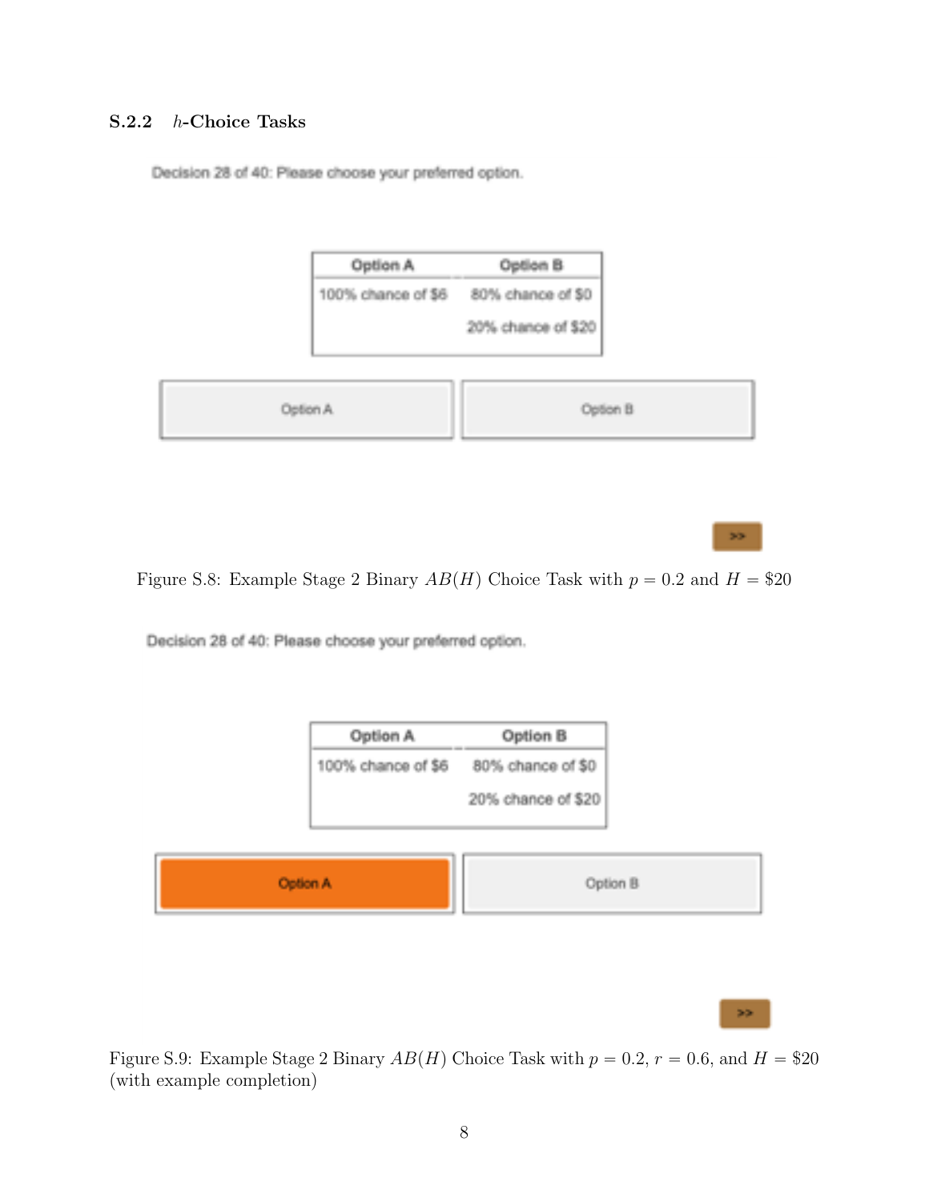### S.2.2 $h$-Choice Tasks

Decision 28 of 40: Please choose your preferred option.

| Option A | Option B |
|---|---|
| 100% chance of $6 | 80% chance of $0 |
| | 20% chance of $20 |

Option A | Option B

>>

Figure S.8: Example Stage 2 Binary $AB(H)$ Choice Task with $p = 0.2$ and $H = \$20$

Decision 28 of 40: Please choose your preferred option.

| Option A | Option B |
|---|---|
| 100% chance of $6 | 80% chance of $0 |
| | 20% chance of $20 |

Option A | Option B

>>

Figure S.9: Example Stage 2 Binary $AB(H)$ Choice Task with $p = 0.2$, $r = 0.6$, and $H = \$20$ (with example completion)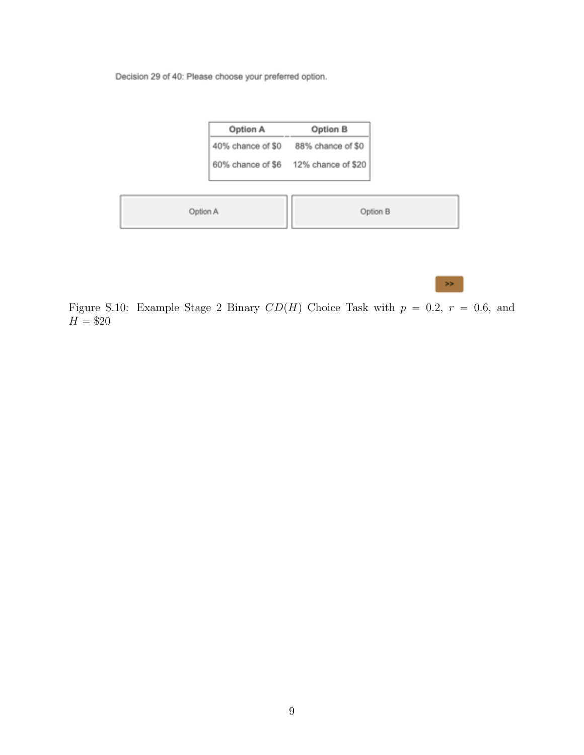Decision 29 of 40: Please choose your preferred option.

| Option A | Option B |
| --- | --- |
| 40% chance of $0 | 88% chance of $0 |
| 60% chance of $6 | 12% chance of $20 |

Option A | Option B

\>>

Figure S.10: Example Stage 2 Binary $CD(H)$ Choice Task with $p = 0.2$, $r = 0.6$, and $H = \$20$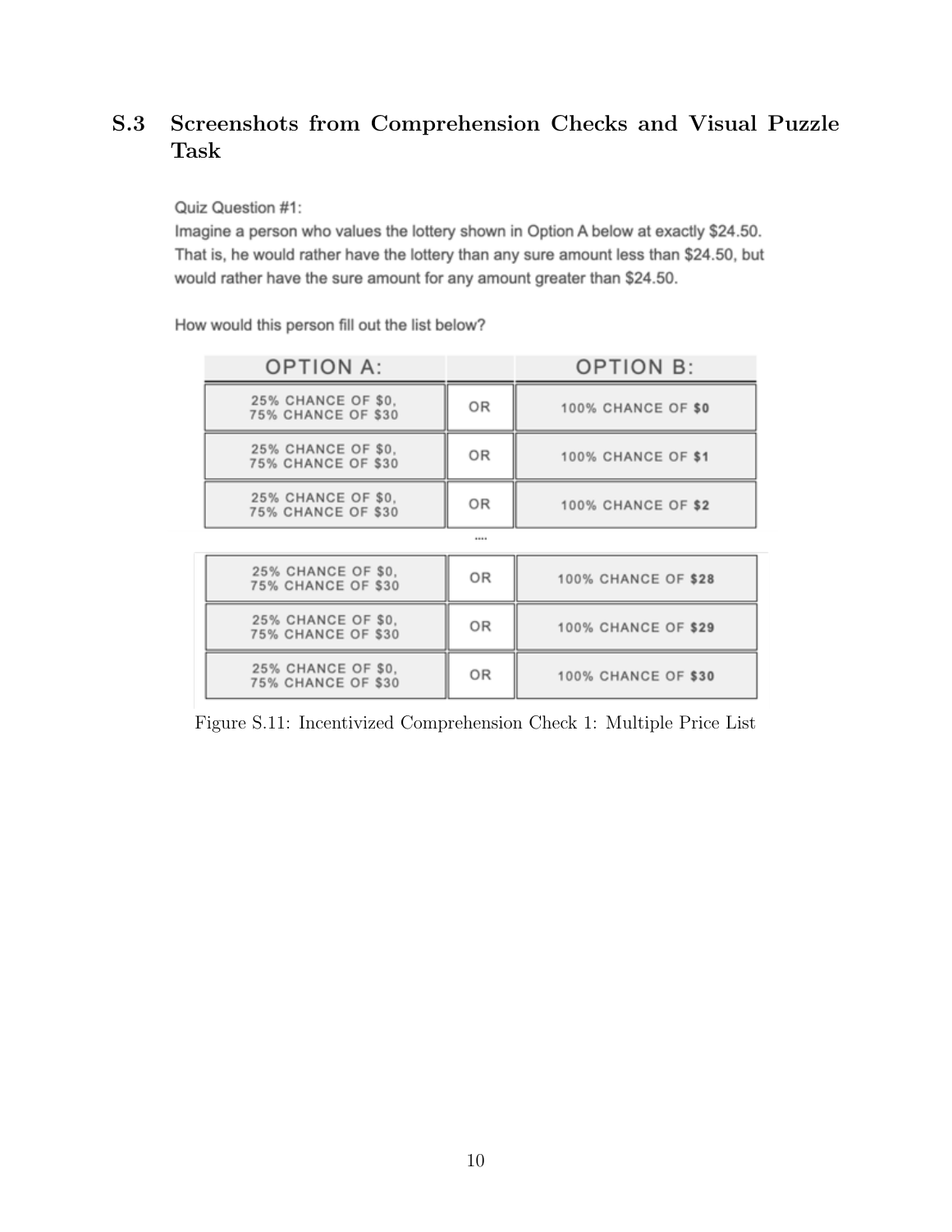## S.3 Screenshots from Comprehension Checks and Visual Puzzle Task

Quiz Question #1:
Imagine a person who values the lottery shown in Option A below at exactly $24.50. That is, he would rather have the lottery than any sure amount less than $24.50, but would rather have the sure amount for any amount greater than $24.50.

How would this person fill out the list below?

| OPTION A: | | OPTION B: |
|---|---|---|
| 25% CHANCE OF $0, 75% CHANCE OF $30 | OR | 100% CHANCE OF **$0** |
| 25% CHANCE OF $0, 75% CHANCE OF $30 | OR | 100% CHANCE OF **$1** |
| 25% CHANCE OF $0, 75% CHANCE OF $30 | OR | 100% CHANCE OF **$2** |
| | .... | |
| 25% CHANCE OF $0, 75% CHANCE OF $30 | OR | 100% CHANCE OF **$28** |
| 25% CHANCE OF $0, 75% CHANCE OF $30 | OR | 100% CHANCE OF **$29** |
| 25% CHANCE OF $0, 75% CHANCE OF $30 | OR | 100% CHANCE OF **$30** |

Figure S.11: Incentivized Comprehension Check 1: Multiple Price List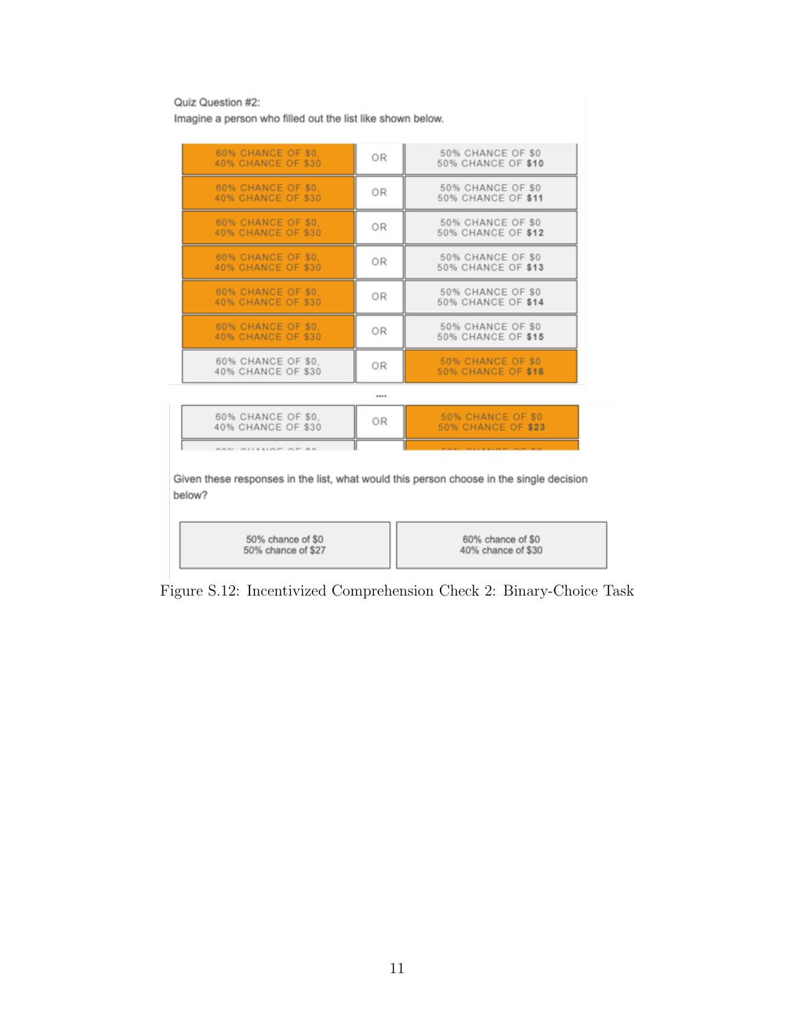Quiz Question #2:

Imagine a person who filled out the list like shown below.

| | | |
|---|---|---|
| **60% CHANCE OF $0, 40% CHANCE OF $30** | OR | 50% CHANCE OF $0 50% CHANCE OF **$10** |
| **60% CHANCE OF $0, 40% CHANCE OF $30** | OR | 50% CHANCE OF $0 50% CHANCE OF **$11** |
| **60% CHANCE OF $0, 40% CHANCE OF $30** | OR | 50% CHANCE OF $0 50% CHANCE OF **$12** |
| **60% CHANCE OF $0, 40% CHANCE OF $30** | OR | 50% CHANCE OF $0 50% CHANCE OF **$13** |
| **60% CHANCE OF $0, 40% CHANCE OF $30** | OR | 50% CHANCE OF $0 50% CHANCE OF **$14** |
| **60% CHANCE OF $0, 40% CHANCE OF $30** | OR | 50% CHANCE OF $0 50% CHANCE OF **$15** |
| 60% CHANCE OF $0, 40% CHANCE OF $30 | OR | **50% CHANCE OF $0 50% CHANCE OF $16** |
| | .... | |
| 60% CHANCE OF $0, 40% CHANCE OF $30 | OR | **50% CHANCE OF $0 50% CHANCE OF $23** |

Given these responses in the list, what would this person choose in the single decision below?

| | |
|---|---|
| 50% chance of $0 50% chance of $27 | 60% chance of $0 40% chance of $30 |

Figure S.12: Incentivized Comprehension Check 2: Binary-Choice Task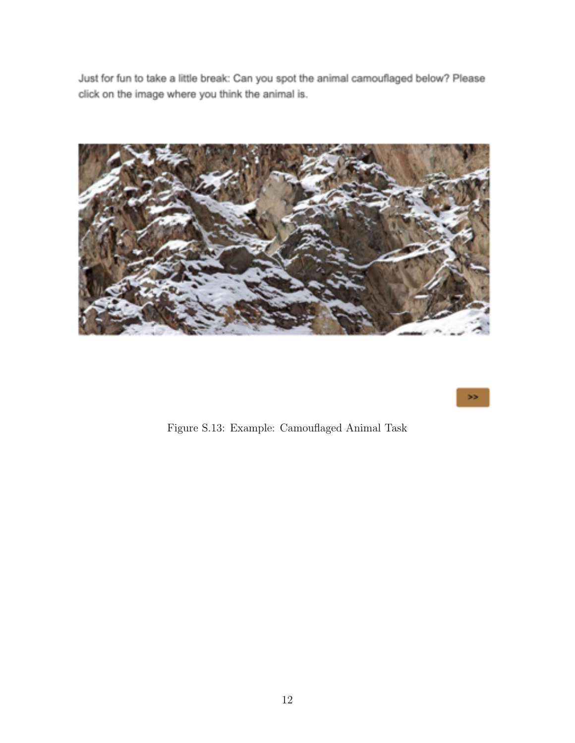Just for fun to take a little break: Can you spot the animal camouflaged below? Please click on the image where you think the animal is.

>>

Figure S.13: Example: Camouflaged Animal Task